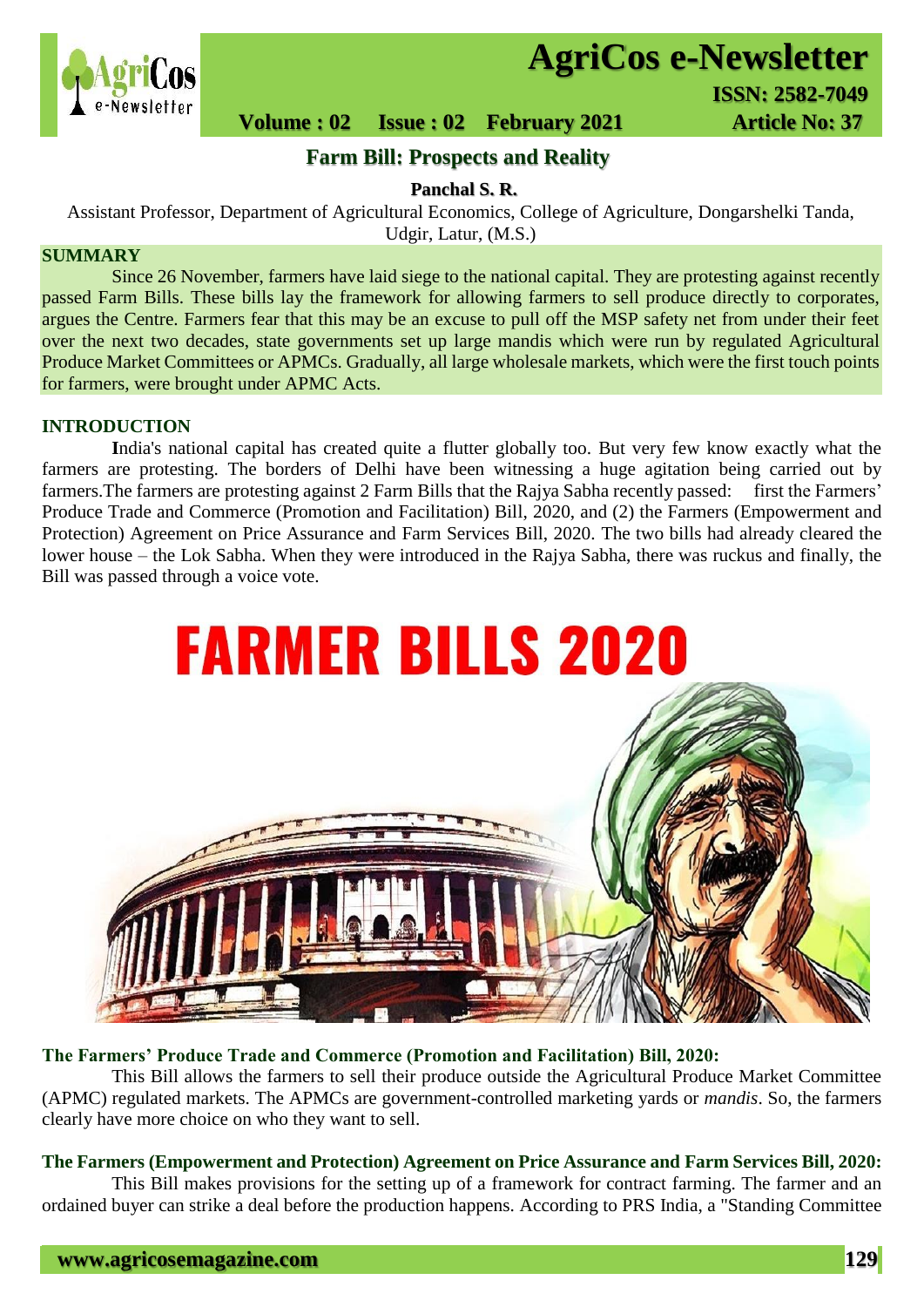# Farm Bill: Prospects and Reality

**Panchal S. R.**

Assistant Professor, Department of Agricultural Economics, College of Agriculture, Dongarshelki Tanda, Udgir, Latur, (M.S.)

## SUMMARY

Since 26 November, farmers have laid siege to the national capital. They are protesting against recently passed Farm Bills. These bills lay the framework for allowing farmers to sell produce directly to corporates, argues the Centre. Farmers fear that this may be an excuse to pull off the MSP safety net from under their feet over the next two decades, state governments set up large mandis which were run by regulated Agricultural Produce Market Committees or APMCs. Gradually, all large wholesale markets, which were the first touch points for farmers, were brought under APMC Acts.

## INTRODUCTION

India's national capital has created quite a flutter globally too. But very few know exactly what the farmers are protesting. The borders of Delhi have been witnessing a huge agitation being carried out by farmers.The farmers are protesting against 2 Farm Bills that the Rajya Sabha recently passed: first the Farmers' Produce Trade and Commerce (Promotion and Facilitation) Bill, 2020, and (2) the Farmers (Empowerment and Protection) Agreement on Price Assurance and Farm Services Bill, 2020. The two bills had already cleared the lower house – the Lok Sabha. When they were introduced in the Rajya Sabha, there was ruckus and finally, the Bill was passed through a voice vote.

FARMER BILLS 2020

### The Farmers' Produce Trade and Commerce (Promotion and Facilitation) Bill, 2020:

This Bill allows the farmers to sell their produce outside the Agricultural Produce Market Committee (APMC) regulated markets. The APMCs are government-controlled marketing yards or *mandis*. So, the farmers clearly have more choice on who they want to sell.

### The Farmers (Empowerment and Protection) Agreement on Price Assurance and Farm Services Bill, 2020:

This Bill makes provisions for the setting up of a framework for contract farming. The farmer and an ordained buyer can strike a deal before the production happens. According to PRS India, a "Standing Committee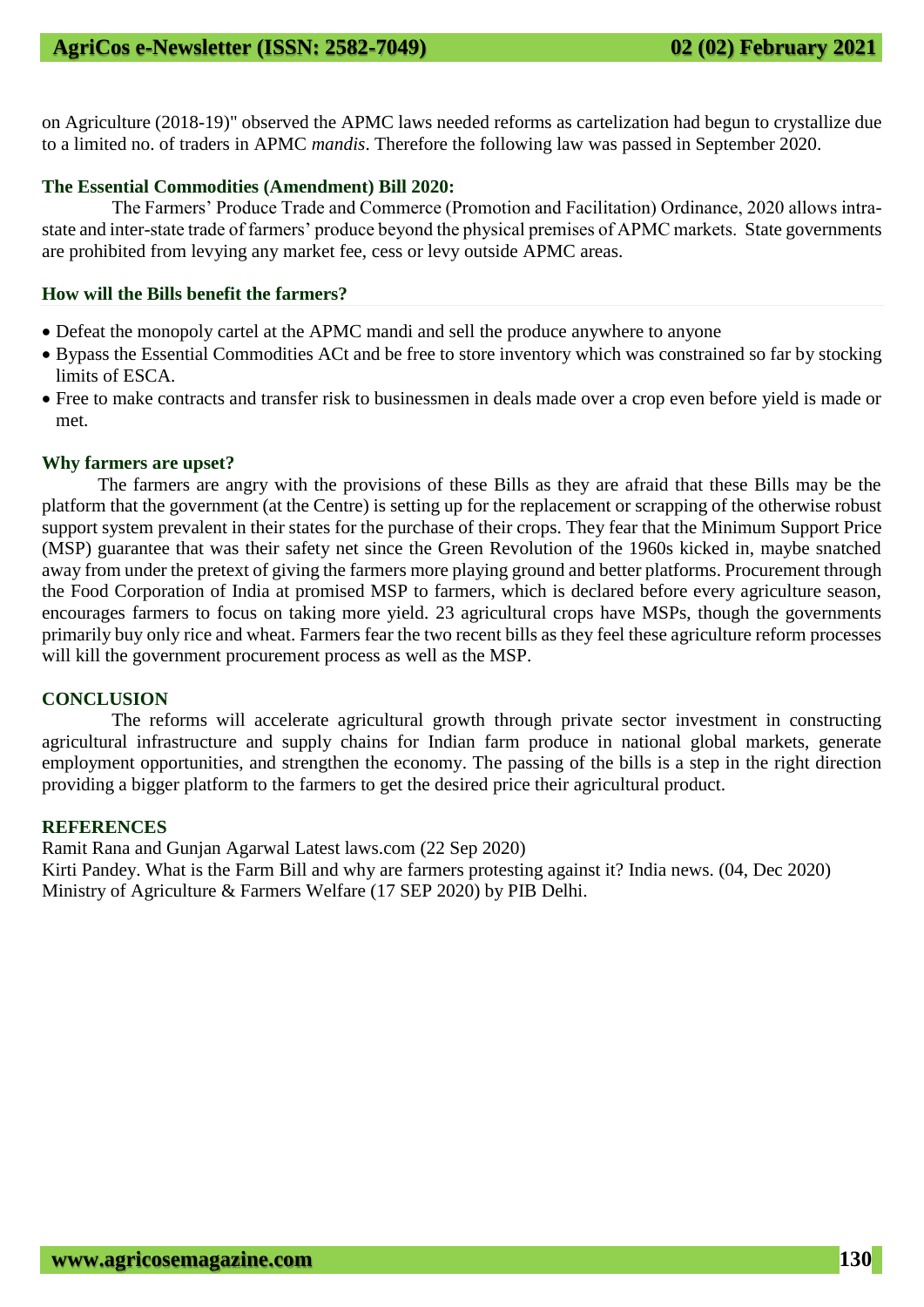on Agriculture (2018-19)" observed the APMC laws needed reforms as cartelization had begun to crystallize due to a limited no. of traders in APMC *mandis*. Therefore the following law was passed in September 2020.

### The Essential Commodities (Amendment) Bill 2020:

The Farmers' Produce Trade and Commerce (Promotion and Facilitation) Ordinance, 2020 allows intra-state and inter-state trade of farmers' produce beyond the physical premises of APMC markets. State governments are prohibited from levying any market fee, cess or levy outside APMC areas.

### How will the Bills benefit the farmers?

- Defeat the monopoly cartel at the APMC mandi and sell the produce anywhere to anyone
- Bypass the Essential Commodities ACt and be free to store inventory which was constrained so far by stocking limits of ESCA.
- Free to make contracts and transfer risk to businessmen in deals made over a crop even before yield is made or met.

### Why farmers are upset?

The farmers are angry with the provisions of these Bills as they are afraid that these Bills may be the platform that the government (at the Centre) is setting up for the replacement or scrapping of the otherwise robust support system prevalent in their states for the purchase of their crops. They fear that the Minimum Support Price (MSP) guarantee that was their safety net since the Green Revolution of the 1960s kicked in, maybe snatched away from under the pretext of giving the farmers more playing ground and better platforms. Procurement through the Food Corporation of India at promised MSP to farmers, which is declared before every agriculture season, encourages farmers to focus on taking more yield. 23 agricultural crops have MSPs, though the governments primarily buy only rice and wheat. Farmers fear the two recent bills as they feel these agriculture reform processes will kill the government procurement process as well as the MSP.

### CONCLUSION

The reforms will accelerate agricultural growth through private sector investment in constructing agricultural infrastructure and supply chains for Indian farm produce in national global markets, generate employment opportunities, and strengthen the economy. The passing of the bills is a step in the right direction providing a bigger platform to the farmers to get the desired price their agricultural product.

### REFERENCES

Ramit Rana and Gunjan Agarwal Latest laws.com (22 Sep 2020)

Kirti Pandey. What is the Farm Bill and why are farmers protesting against it? India news. (04, Dec 2020)

Ministry of Agriculture & Farmers Welfare (17 SEP 2020) by PIB Delhi.